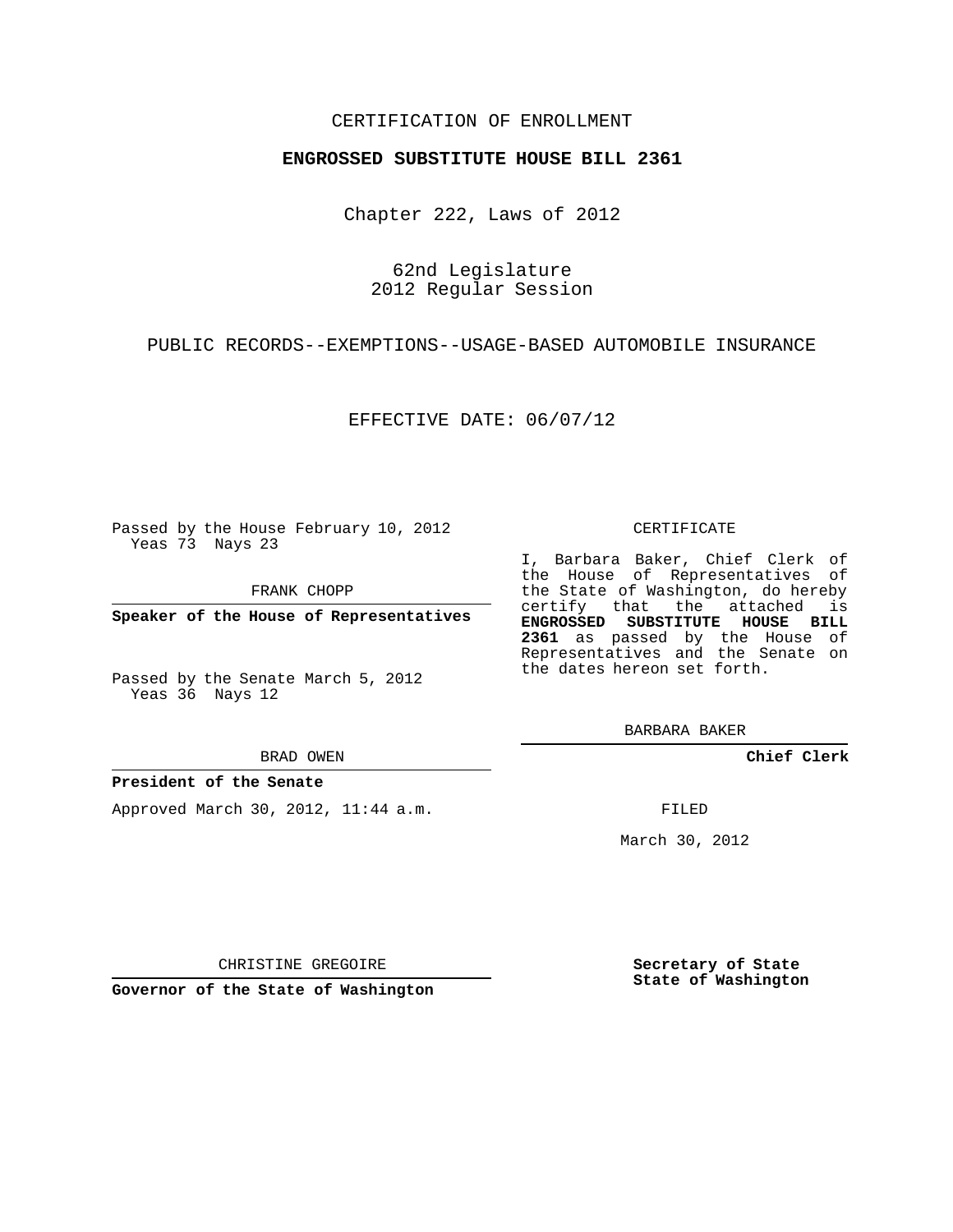CERTIFICATION OF ENROLLMENT

**ENGROSSED SUBSTITUTE HOUSE BILL 2361**

Chapter 222, Laws of 2012

62nd Legislature
2012 Regular Session

PUBLIC RECORDS--EXEMPTIONS--USAGE-BASED AUTOMOBILE INSURANCE

EFFECTIVE DATE: 06/07/12

Passed by the House February 10, 2012
Yeas 73 Nays 23

FRANK CHOPP

**Speaker of the House of Representatives**

Passed by the Senate March 5, 2012
Yeas 36 Nays 12

BRAD OWEN

**President of the Senate**

Approved March 30, 2012, 11:44 a.m.

CHRISTINE GREGOIRE

**Governor of the State of Washington**

CERTIFICATE

I, Barbara Baker, Chief Clerk of the House of Representatives of the State of Washington, do hereby certify that the attached is **ENGROSSED SUBSTITUTE HOUSE BILL 2361** as passed by the House of Representatives and the Senate on the dates hereon set forth.

BARBARA BAKER

**Chief Clerk**

FILED

March 30, 2012

**Secretary of State**
**State of Washington**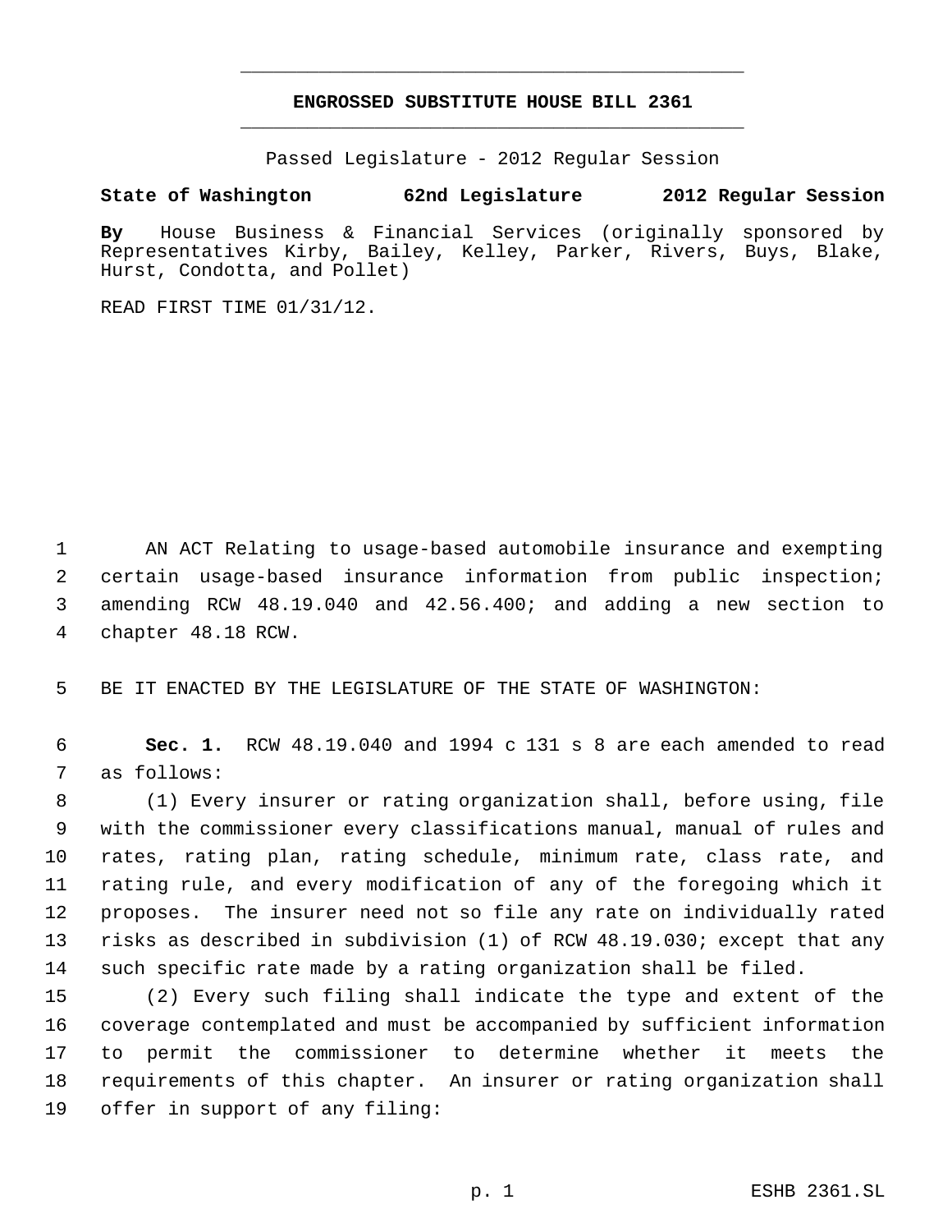# ENGROSSED SUBSTITUTE HOUSE BILL 2361

Passed Legislature - 2012 Regular Session

**State of Washington 62nd Legislature 2012 Regular Session**

**By** House Business & Financial Services (originally sponsored by Representatives Kirby, Bailey, Kelley, Parker, Rivers, Buys, Blake, Hurst, Condotta, and Pollet)

READ FIRST TIME 01/31/12.

AN ACT Relating to usage-based automobile insurance and exempting certain usage-based insurance information from public inspection; amending RCW 48.19.040 and 42.56.400; and adding a new section to chapter 48.18 RCW.

BE IT ENACTED BY THE LEGISLATURE OF THE STATE OF WASHINGTON:

**Sec. 1.** RCW 48.19.040 and 1994 c 131 s 8 are each amended to read as follows:

(1) Every insurer or rating organization shall, before using, file with the commissioner every classifications manual, manual of rules and rates, rating plan, rating schedule, minimum rate, class rate, and rating rule, and every modification of any of the foregoing which it proposes. The insurer need not so file any rate on individually rated risks as described in subdivision (1) of RCW 48.19.030; except that any such specific rate made by a rating organization shall be filed.

(2) Every such filing shall indicate the type and extent of the coverage contemplated and must be accompanied by sufficient information to permit the commissioner to determine whether it meets the requirements of this chapter. An insurer or rating organization shall offer in support of any filing: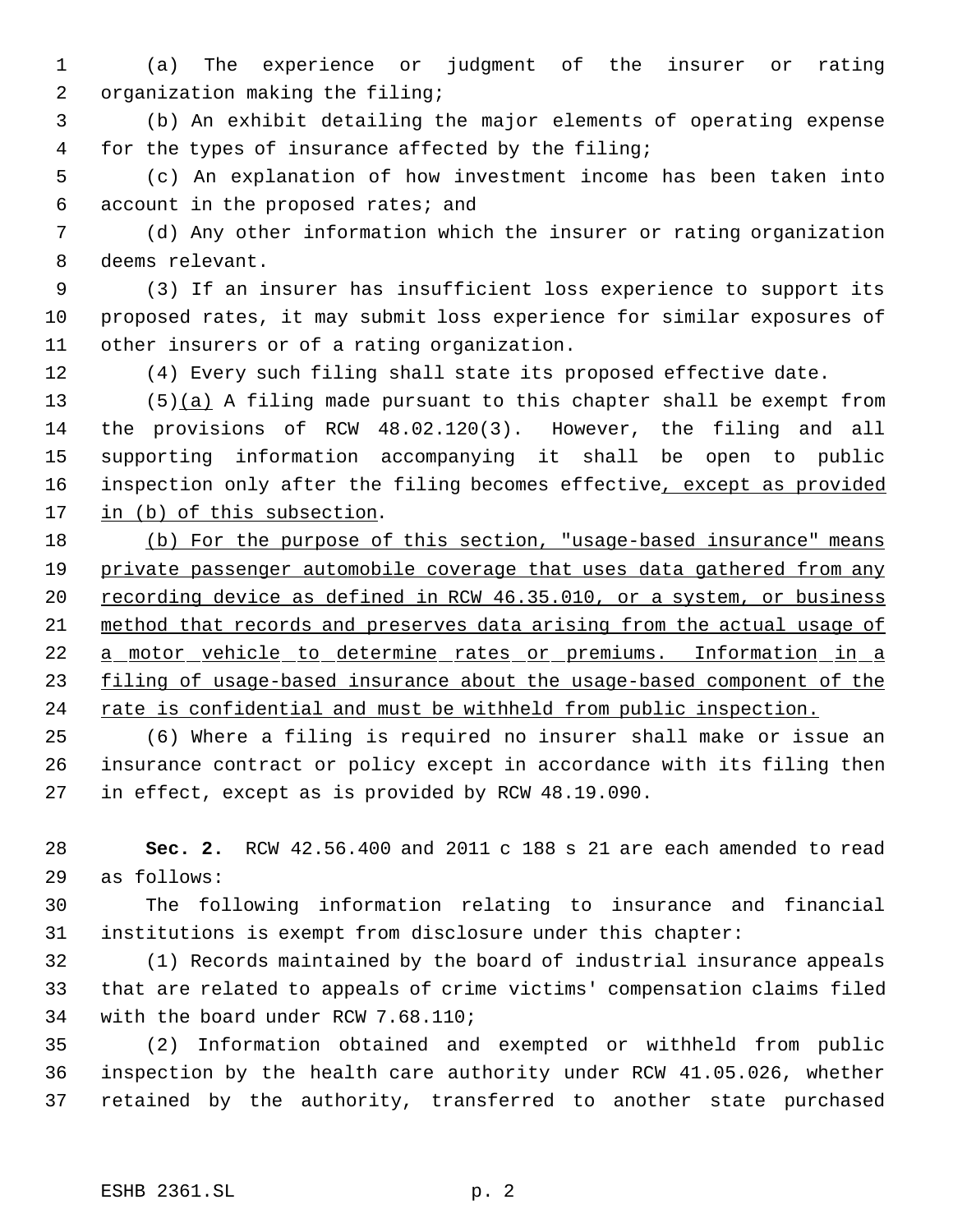(a) The experience or judgment of the insurer or rating organization making the filing;

(b) An exhibit detailing the major elements of operating expense for the types of insurance affected by the filing;

(c) An explanation of how investment income has been taken into account in the proposed rates; and

(d) Any other information which the insurer or rating organization deems relevant.

(3) If an insurer has insufficient loss experience to support its proposed rates, it may submit loss experience for similar exposures of other insurers or of a rating organization.

(4) Every such filing shall state its proposed effective date.

(5)(a) A filing made pursuant to this chapter shall be exempt from the provisions of RCW 48.02.120(3). However, the filing and all supporting information accompanying it shall be open to public inspection only after the filing becomes effective, except as provided in (b) of this subsection.

(b) For the purpose of this section, "usage-based insurance" means private passenger automobile coverage that uses data gathered from any recording device as defined in RCW 46.35.010, or a system, or business method that records and preserves data arising from the actual usage of a motor vehicle to determine rates or premiums. Information in a filing of usage-based insurance about the usage-based component of the rate is confidential and must be withheld from public inspection.

(6) Where a filing is required no insurer shall make or issue an insurance contract or policy except in accordance with its filing then in effect, except as is provided by RCW 48.19.090.

**Sec. 2.** RCW 42.56.400 and 2011 c 188 s 21 are each amended to read as follows:

The following information relating to insurance and financial institutions is exempt from disclosure under this chapter:

(1) Records maintained by the board of industrial insurance appeals that are related to appeals of crime victims' compensation claims filed with the board under RCW 7.68.110;

(2) Information obtained and exempted or withheld from public inspection by the health care authority under RCW 41.05.026, whether retained by the authority, transferred to another state purchased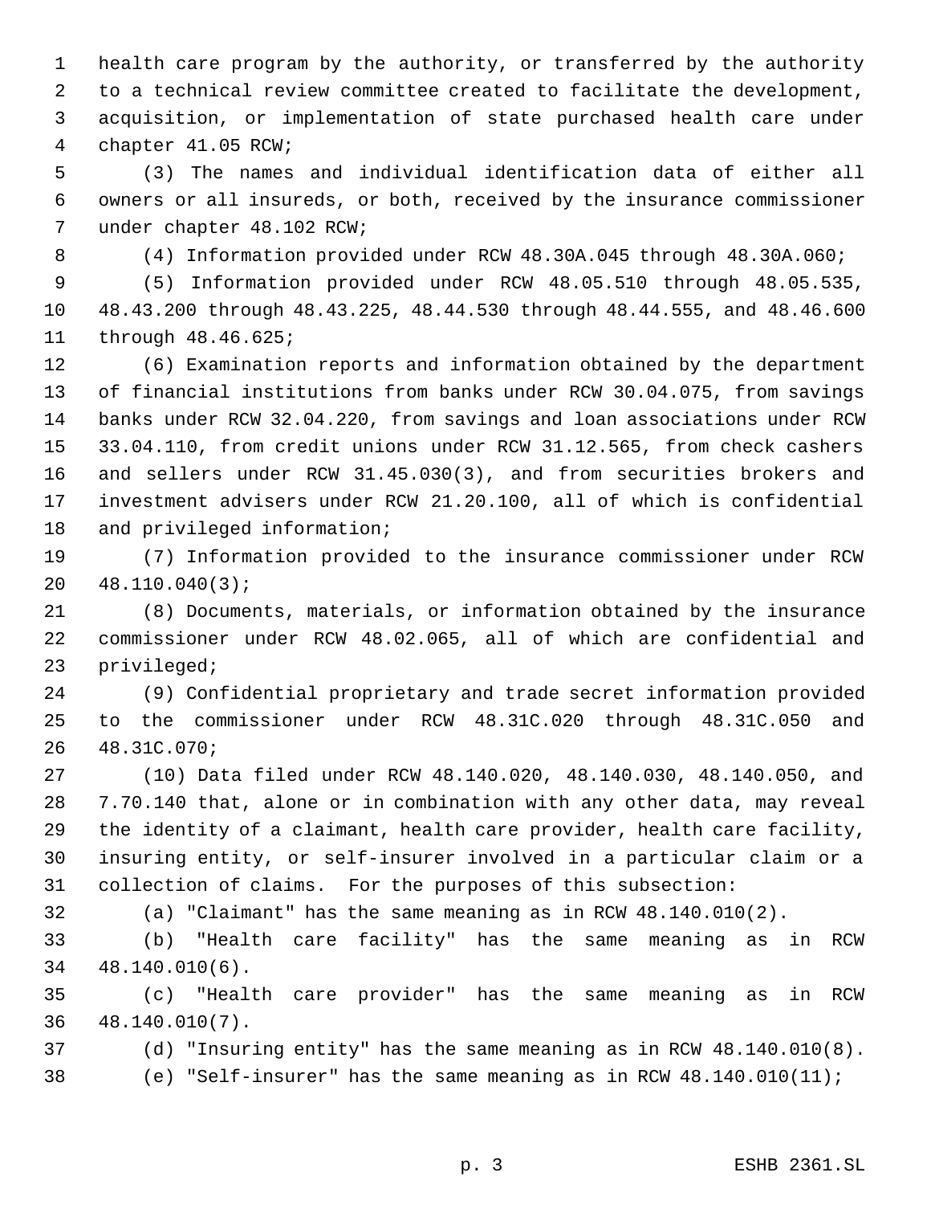health care program by the authority, or transferred by the authority to a technical review committee created to facilitate the development, acquisition, or implementation of state purchased health care under chapter 41.05 RCW;

(3) The names and individual identification data of either all owners or all insureds, or both, received by the insurance commissioner under chapter 48.102 RCW;

(4) Information provided under RCW 48.30A.045 through 48.30A.060;

(5) Information provided under RCW 48.05.510 through 48.05.535, 48.43.200 through 48.43.225, 48.44.530 through 48.44.555, and 48.46.600 through 48.46.625;

(6) Examination reports and information obtained by the department of financial institutions from banks under RCW 30.04.075, from savings banks under RCW 32.04.220, from savings and loan associations under RCW 33.04.110, from credit unions under RCW 31.12.565, from check cashers and sellers under RCW 31.45.030(3), and from securities brokers and investment advisers under RCW 21.20.100, all of which is confidential and privileged information;

(7) Information provided to the insurance commissioner under RCW 48.110.040(3);

(8) Documents, materials, or information obtained by the insurance commissioner under RCW 48.02.065, all of which are confidential and privileged;

(9) Confidential proprietary and trade secret information provided to the commissioner under RCW 48.31C.020 through 48.31C.050 and 48.31C.070;

(10) Data filed under RCW 48.140.020, 48.140.030, 48.140.050, and 7.70.140 that, alone or in combination with any other data, may reveal the identity of a claimant, health care provider, health care facility, insuring entity, or self-insurer involved in a particular claim or a collection of claims. For the purposes of this subsection:

(a) "Claimant" has the same meaning as in RCW 48.140.010(2).

(b) "Health care facility" has the same meaning as in RCW 48.140.010(6).

(c) "Health care provider" has the same meaning as in RCW 48.140.010(7).

(d) "Insuring entity" has the same meaning as in RCW 48.140.010(8).

(e) "Self-insurer" has the same meaning as in RCW 48.140.010(11);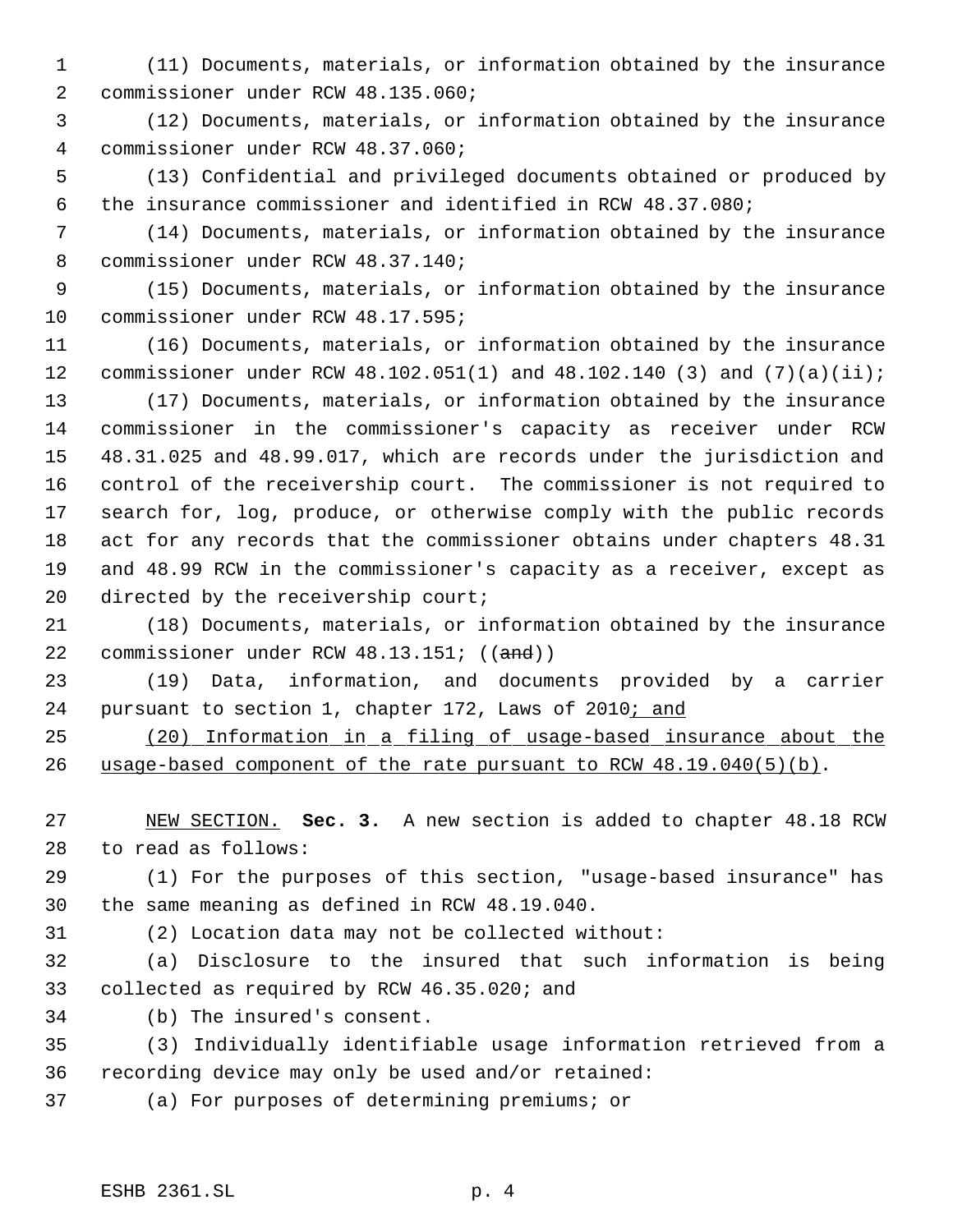(11) Documents, materials, or information obtained by the insurance commissioner under RCW 48.135.060;

(12) Documents, materials, or information obtained by the insurance commissioner under RCW 48.37.060;

(13) Confidential and privileged documents obtained or produced by the insurance commissioner and identified in RCW 48.37.080;

(14) Documents, materials, or information obtained by the insurance commissioner under RCW 48.37.140;

(15) Documents, materials, or information obtained by the insurance commissioner under RCW 48.17.595;

(16) Documents, materials, or information obtained by the insurance commissioner under RCW 48.102.051(1) and 48.102.140 (3) and (7)(a)(ii);

(17) Documents, materials, or information obtained by the insurance commissioner in the commissioner's capacity as receiver under RCW 48.31.025 and 48.99.017, which are records under the jurisdiction and control of the receivership court. The commissioner is not required to search for, log, produce, or otherwise comply with the public records act for any records that the commissioner obtains under chapters 48.31 and 48.99 RCW in the commissioner's capacity as a receiver, except as directed by the receivership court;

(18) Documents, materials, or information obtained by the insurance commissioner under RCW 48.13.151; ((~~and~~))

(19) Data, information, and documents provided by a carrier pursuant to section 1, chapter 172, Laws of 2010<u>; and</u>

<u>(20) Information in a filing of usage-based insurance about the usage-based component of the rate pursuant to RCW 48.19.040(5)(b)</u>.

<u>NEW SECTION.</u> **Sec. 3.** A new section is added to chapter 48.18 RCW to read as follows:

(1) For the purposes of this section, "usage-based insurance" has the same meaning as defined in RCW 48.19.040.

(2) Location data may not be collected without:

(a) Disclosure to the insured that such information is being collected as required by RCW 46.35.020; and

(b) The insured's consent.

(3) Individually identifiable usage information retrieved from a recording device may only be used and/or retained:

(a) For purposes of determining premiums; or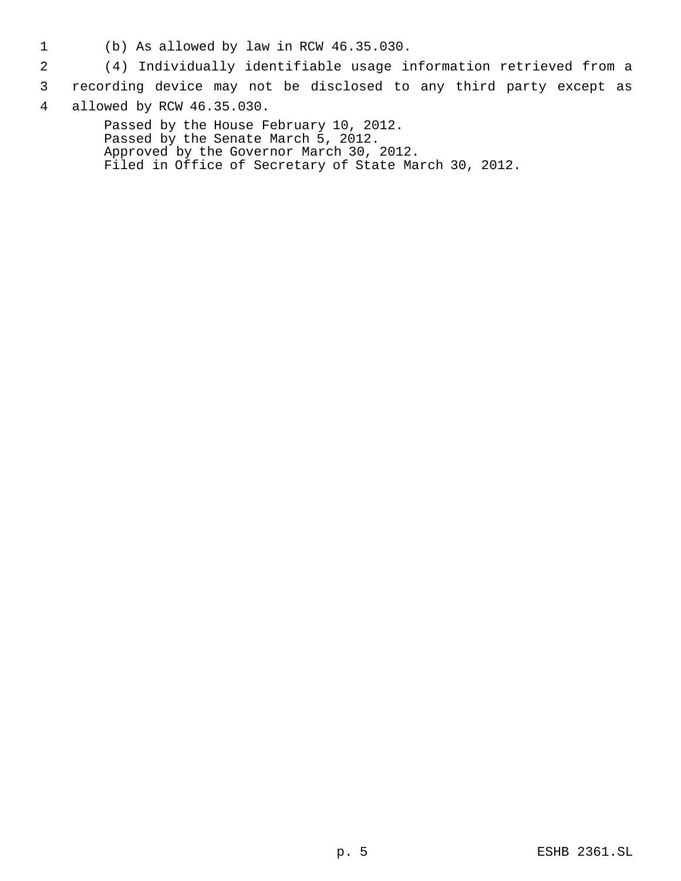(b) As allowed by law in RCW 46.35.030.

(4) Individually identifiable usage information retrieved from a recording device may not be disclosed to any third party except as allowed by RCW 46.35.030.

Passed by the House February 10, 2012.
Passed by the Senate March 5, 2012.
Approved by the Governor March 30, 2012.
Filed in Office of Secretary of State March 30, 2012.